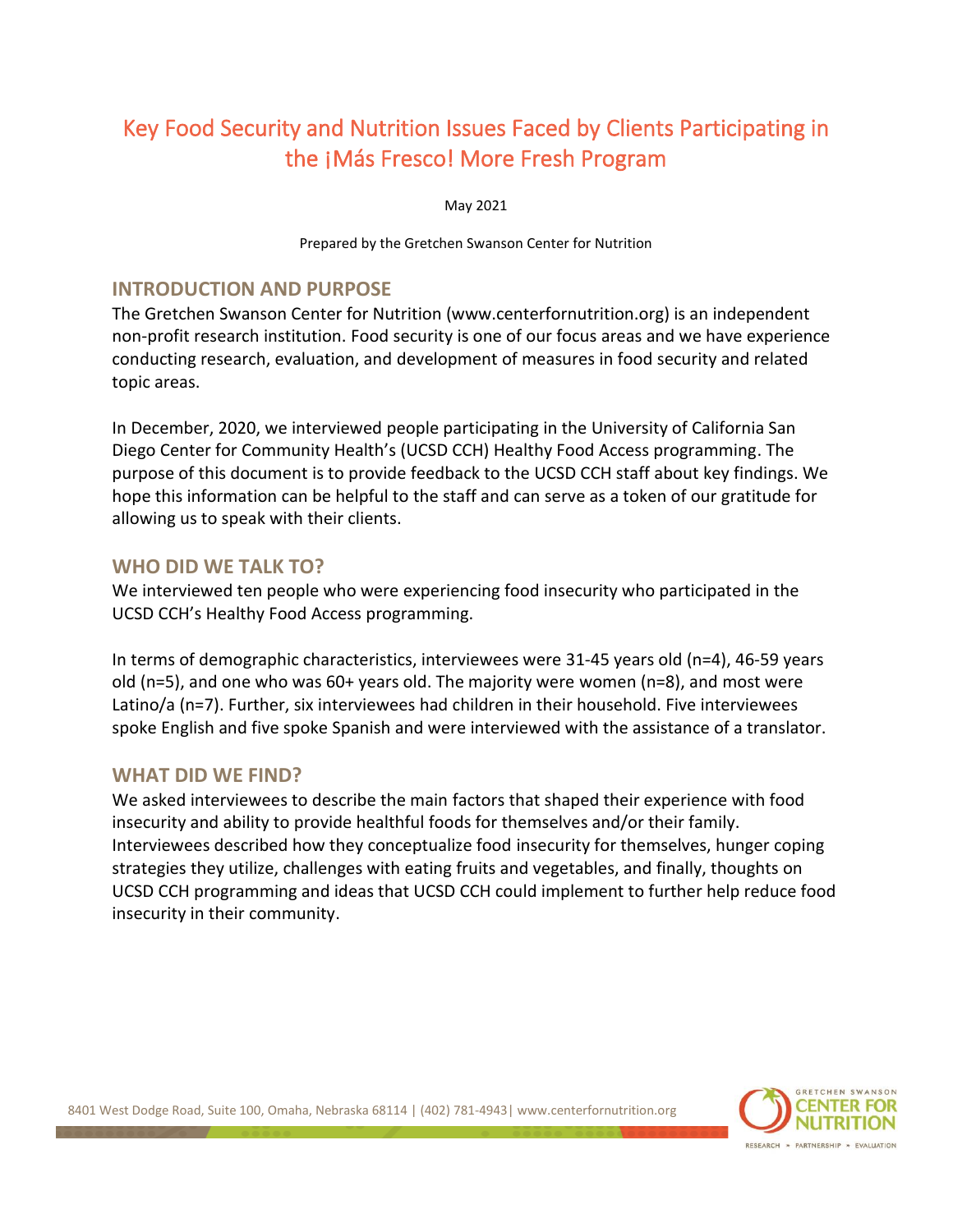# Key Food Security and Nutrition Issues Faced by Clients Participating in the ¡Más Fresco! More Fresh Program

May 2021

Prepared by the Gretchen Swanson Center for Nutrition

## INTRODUCTION AND PURPOSE

The Gretchen Swanson Center for Nutrition (www.centerfornutrition.org) is an independent non-profit research institution. Food security is one of our focus areas and we have experience conducting research, evaluation, and development of measures in food security and related topic areas.

In December, 2020, we interviewed people participating in the University of California San Diego Center for Community Health's (UCSD CCH) Healthy Food Access programming. The purpose of this document is to provide feedback to the UCSD CCH staff about key findings. We hope this information can be helpful to the staff and can serve as a token of our gratitude for allowing us to speak with their clients.

## WHO DID WE TALK TO?

We interviewed ten people who were experiencing food insecurity who participated in the UCSD CCH's Healthy Food Access programming.

In terms of demographic characteristics, interviewees were 31-45 years old (n=4), 46-59 years old (n=5), and one who was 60+ years old. The majority were women (n=8), and most were Latino/a (n=7). Further, six interviewees had children in their household. Five interviewees spoke English and five spoke Spanish and were interviewed with the assistance of a translator.

## WHAT DID WE FIND?

We asked interviewees to describe the main factors that shaped their experience with food insecurity and ability to provide healthful foods for themselves and/or their family. Interviewees described how they conceptualize food insecurity for themselves, hunger coping strategies they utilize, challenges with eating fruits and vegetables, and finally, thoughts on UCSD CCH programming and ideas that UCSD CCH could implement to further help reduce food insecurity in their community.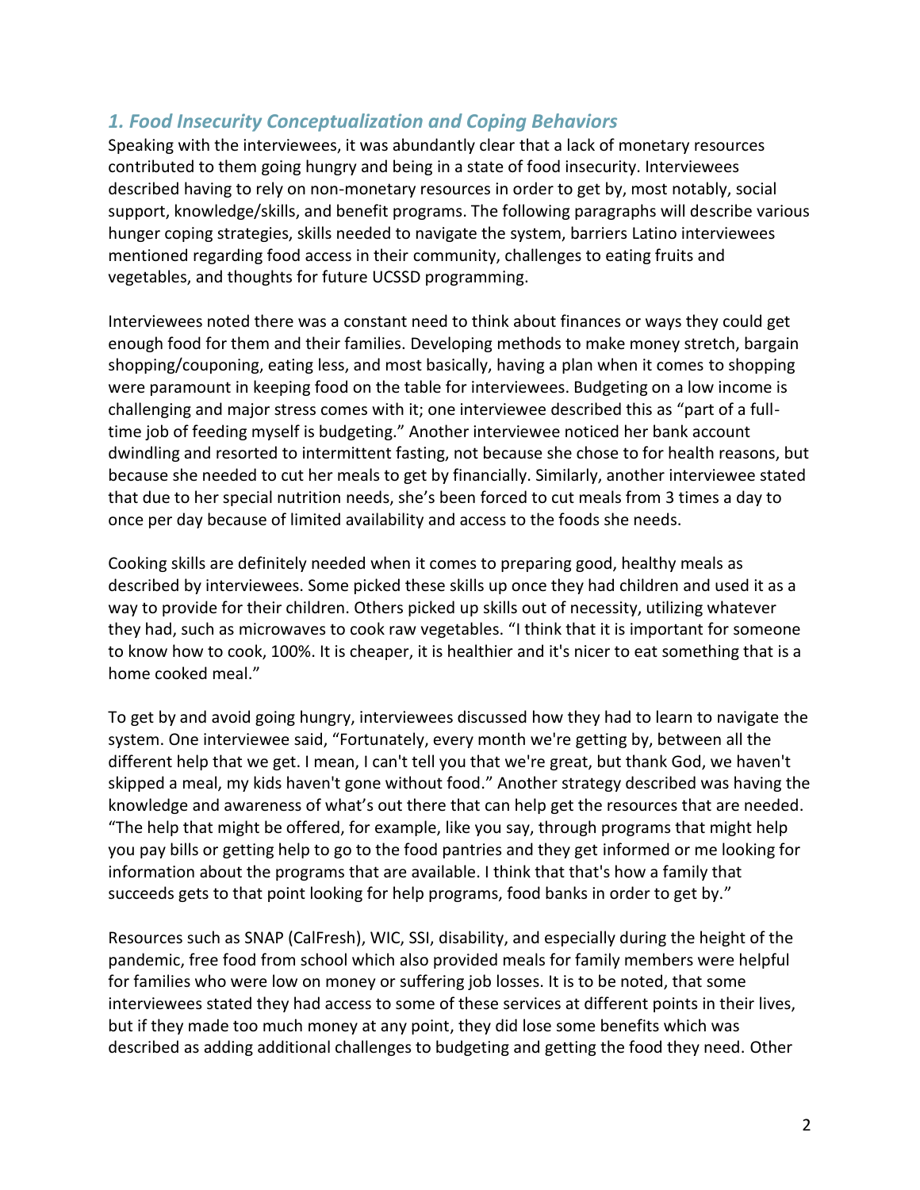### *1. Food Insecurity Conceptualization and Coping Behaviors*

Speaking with the interviewees, it was abundantly clear that a lack of monetary resources contributed to them going hungry and being in a state of food insecurity. Interviewees described having to rely on non-monetary resources in order to get by, most notably, social support, knowledge/skills, and benefit programs. The following paragraphs will describe various hunger coping strategies, skills needed to navigate the system, barriers Latino interviewees mentioned regarding food access in their community, challenges to eating fruits and vegetables, and thoughts for future UCSSD programming.

Interviewees noted there was a constant need to think about finances or ways they could get enough food for them and their families. Developing methods to make money stretch, bargain shopping/couponing, eating less, and most basically, having a plan when it comes to shopping were paramount in keeping food on the table for interviewees. Budgeting on a low income is challenging and major stress comes with it; one interviewee described this as "part of a full-time job of feeding myself is budgeting." Another interviewee noticed her bank account dwindling and resorted to intermittent fasting, not because she chose to for health reasons, but because she needed to cut her meals to get by financially. Similarly, another interviewee stated that due to her special nutrition needs, she's been forced to cut meals from 3 times a day to once per day because of limited availability and access to the foods she needs.

Cooking skills are definitely needed when it comes to preparing good, healthy meals as described by interviewees. Some picked these skills up once they had children and used it as a way to provide for their children. Others picked up skills out of necessity, utilizing whatever they had, such as microwaves to cook raw vegetables. "I think that it is important for someone to know how to cook, 100%. It is cheaper, it is healthier and it's nicer to eat something that is a home cooked meal."

To get by and avoid going hungry, interviewees discussed how they had to learn to navigate the system. One interviewee said, "Fortunately, every month we're getting by, between all the different help that we get. I mean, I can't tell you that we're great, but thank God, we haven't skipped a meal, my kids haven't gone without food." Another strategy described was having the knowledge and awareness of what's out there that can help get the resources that are needed. "The help that might be offered, for example, like you say, through programs that might help you pay bills or getting help to go to the food pantries and they get informed or me looking for information about the programs that are available. I think that that's how a family that succeeds gets to that point looking for help programs, food banks in order to get by."

Resources such as SNAP (CalFresh), WIC, SSI, disability, and especially during the height of the pandemic, free food from school which also provided meals for family members were helpful for families who were low on money or suffering job losses. It is to be noted, that some interviewees stated they had access to some of these services at different points in their lives, but if they made too much money at any point, they did lose some benefits which was described as adding additional challenges to budgeting and getting the food they need. Other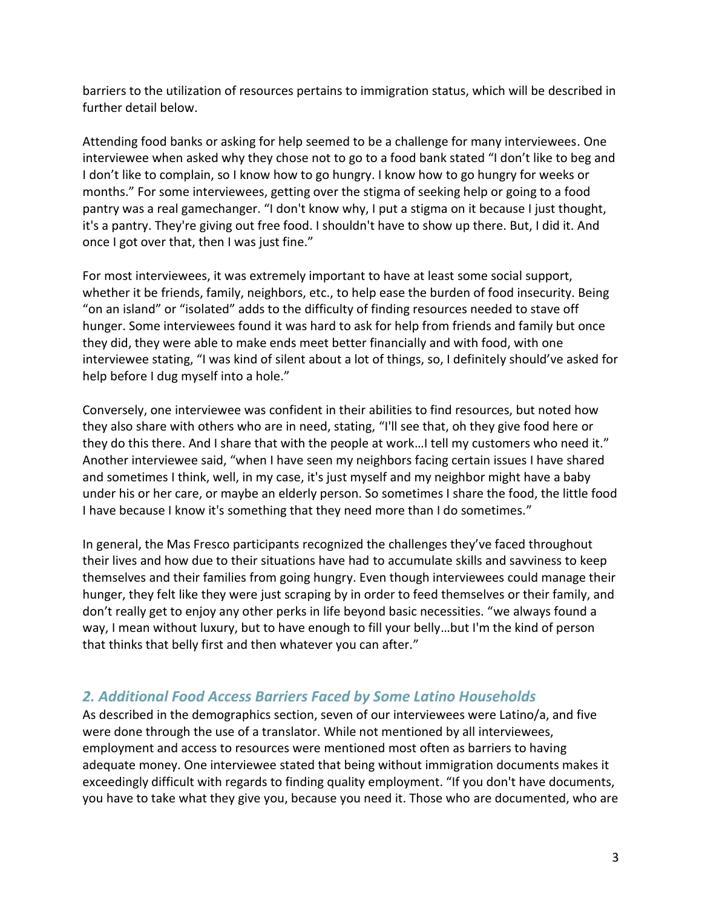barriers to the utilization of resources pertains to immigration status, which will be described in further detail below.

Attending food banks or asking for help seemed to be a challenge for many interviewees. One interviewee when asked why they chose not to go to a food bank stated "I don't like to beg and I don't like to complain, so I know how to go hungry. I know how to go hungry for weeks or months." For some interviewees, getting over the stigma of seeking help or going to a food pantry was a real gamechanger. "I don't know why, I put a stigma on it because I just thought, it's a pantry. They're giving out free food. I shouldn't have to show up there. But, I did it. And once I got over that, then I was just fine."

For most interviewees, it was extremely important to have at least some social support, whether it be friends, family, neighbors, etc., to help ease the burden of food insecurity. Being "on an island" or "isolated" adds to the difficulty of finding resources needed to stave off hunger. Some interviewees found it was hard to ask for help from friends and family but once they did, they were able to make ends meet better financially and with food, with one interviewee stating, "I was kind of silent about a lot of things, so, I definitely should've asked for help before I dug myself into a hole."

Conversely, one interviewee was confident in their abilities to find resources, but noted how they also share with others who are in need, stating, "I'll see that, oh they give food here or they do this there. And I share that with the people at work…I tell my customers who need it." Another interviewee said, "when I have seen my neighbors facing certain issues I have shared and sometimes I think, well, in my case, it's just myself and my neighbor might have a baby under his or her care, or maybe an elderly person. So sometimes I share the food, the little food I have because I know it's something that they need more than I do sometimes."

In general, the Mas Fresco participants recognized the challenges they've faced throughout their lives and how due to their situations have had to accumulate skills and savviness to keep themselves and their families from going hungry. Even though interviewees could manage their hunger, they felt like they were just scraping by in order to feed themselves or their family, and don't really get to enjoy any other perks in life beyond basic necessities. "we always found a way, I mean without luxury, but to have enough to fill your belly…but I'm the kind of person that thinks that belly first and then whatever you can after."

## *2. Additional Food Access Barriers Faced by Some Latino Households*

As described in the demographics section, seven of our interviewees were Latino/a, and five were done through the use of a translator. While not mentioned by all interviewees, employment and access to resources were mentioned most often as barriers to having adequate money. One interviewee stated that being without immigration documents makes it exceedingly difficult with regards to finding quality employment. "If you don't have documents, you have to take what they give you, because you need it. Those who are documented, who are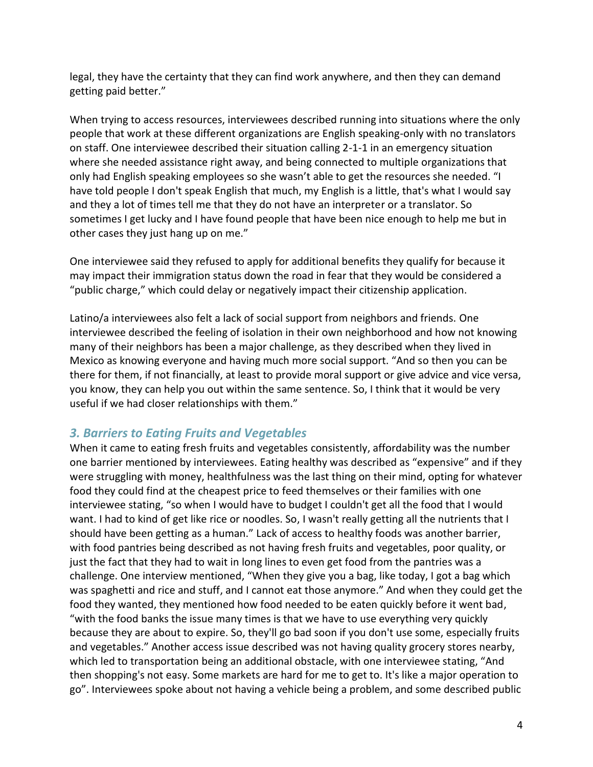legal, they have the certainty that they can find work anywhere, and then they can demand getting paid better."

When trying to access resources, interviewees described running into situations where the only people that work at these different organizations are English speaking-only with no translators on staff. One interviewee described their situation calling 2-1-1 in an emergency situation where she needed assistance right away, and being connected to multiple organizations that only had English speaking employees so she wasn't able to get the resources she needed. "I have told people I don't speak English that much, my English is a little, that's what I would say and they a lot of times tell me that they do not have an interpreter or a translator. So sometimes I get lucky and I have found people that have been nice enough to help me but in other cases they just hang up on me."

One interviewee said they refused to apply for additional benefits they qualify for because it may impact their immigration status down the road in fear that they would be considered a "public charge," which could delay or negatively impact their citizenship application.

Latino/a interviewees also felt a lack of social support from neighbors and friends. One interviewee described the feeling of isolation in their own neighborhood and how not knowing many of their neighbors has been a major challenge, as they described when they lived in Mexico as knowing everyone and having much more social support. "And so then you can be there for them, if not financially, at least to provide moral support or give advice and vice versa, you know, they can help you out within the same sentence. So, I think that it would be very useful if we had closer relationships with them."

### *3. Barriers to Eating Fruits and Vegetables*

When it came to eating fresh fruits and vegetables consistently, affordability was the number one barrier mentioned by interviewees. Eating healthy was described as "expensive" and if they were struggling with money, healthfulness was the last thing on their mind, opting for whatever food they could find at the cheapest price to feed themselves or their families with one interviewee stating, "so when I would have to budget I couldn't get all the food that I would want. I had to kind of get like rice or noodles. So, I wasn't really getting all the nutrients that I should have been getting as a human." Lack of access to healthy foods was another barrier, with food pantries being described as not having fresh fruits and vegetables, poor quality, or just the fact that they had to wait in long lines to even get food from the pantries was a challenge. One interview mentioned, "When they give you a bag, like today, I got a bag which was spaghetti and rice and stuff, and I cannot eat those anymore." And when they could get the food they wanted, they mentioned how food needed to be eaten quickly before it went bad, "with the food banks the issue many times is that we have to use everything very quickly because they are about to expire. So, they'll go bad soon if you don't use some, especially fruits and vegetables." Another access issue described was not having quality grocery stores nearby, which led to transportation being an additional obstacle, with one interviewee stating, "And then shopping's not easy. Some markets are hard for me to get to. It's like a major operation to go". Interviewees spoke about not having a vehicle being a problem, and some described public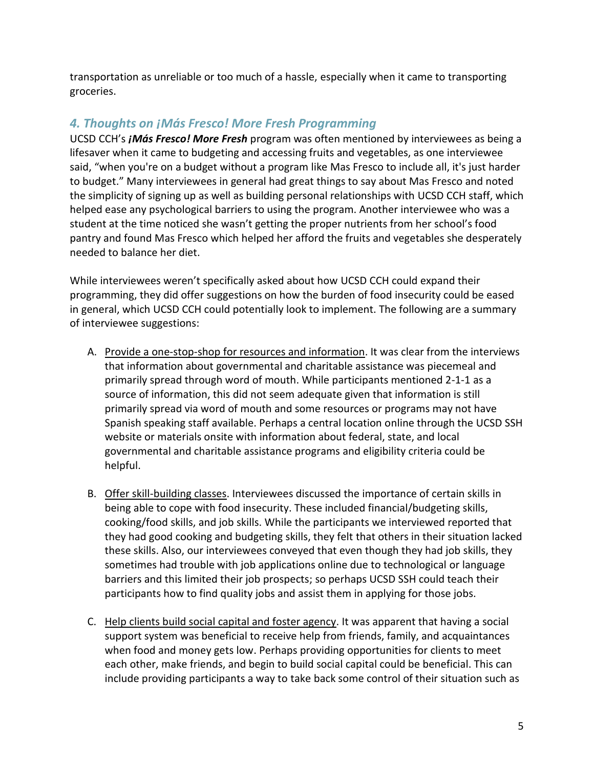transportation as unreliable or too much of a hassle, especially when it came to transporting groceries.

### *4. Thoughts on ¡Más Fresco! More Fresh Programming*

UCSD CCH's ***¡Más Fresco! More Fresh*** program was often mentioned by interviewees as being a lifesaver when it came to budgeting and accessing fruits and vegetables, as one interviewee said, "when you're on a budget without a program like Mas Fresco to include all, it's just harder to budget." Many interviewees in general had great things to say about Mas Fresco and noted the simplicity of signing up as well as building personal relationships with UCSD CCH staff, which helped ease any psychological barriers to using the program. Another interviewee who was a student at the time noticed she wasn't getting the proper nutrients from her school's food pantry and found Mas Fresco which helped her afford the fruits and vegetables she desperately needed to balance her diet.

While interviewees weren't specifically asked about how UCSD CCH could expand their programming, they did offer suggestions on how the burden of food insecurity could be eased in general, which UCSD CCH could potentially look to implement. The following are a summary of interviewee suggestions:

A. <u>Provide a one-stop-shop for resources and information</u>. It was clear from the interviews that information about governmental and charitable assistance was piecemeal and primarily spread through word of mouth. While participants mentioned 2-1-1 as a source of information, this did not seem adequate given that information is still primarily spread via word of mouth and some resources or programs may not have Spanish speaking staff available. Perhaps a central location online through the UCSD SSH website or materials onsite with information about federal, state, and local governmental and charitable assistance programs and eligibility criteria could be helpful.

B. <u>Offer skill-building classes</u>. Interviewees discussed the importance of certain skills in being able to cope with food insecurity. These included financial/budgeting skills, cooking/food skills, and job skills. While the participants we interviewed reported that they had good cooking and budgeting skills, they felt that others in their situation lacked these skills. Also, our interviewees conveyed that even though they had job skills, they sometimes had trouble with job applications online due to technological or language barriers and this limited their job prospects; so perhaps UCSD SSH could teach their participants how to find quality jobs and assist them in applying for those jobs.

C. <u>Help clients build social capital and foster agency</u>. It was apparent that having a social support system was beneficial to receive help from friends, family, and acquaintances when food and money gets low. Perhaps providing opportunities for clients to meet each other, make friends, and begin to build social capital could be beneficial. This can include providing participants a way to take back some control of their situation such as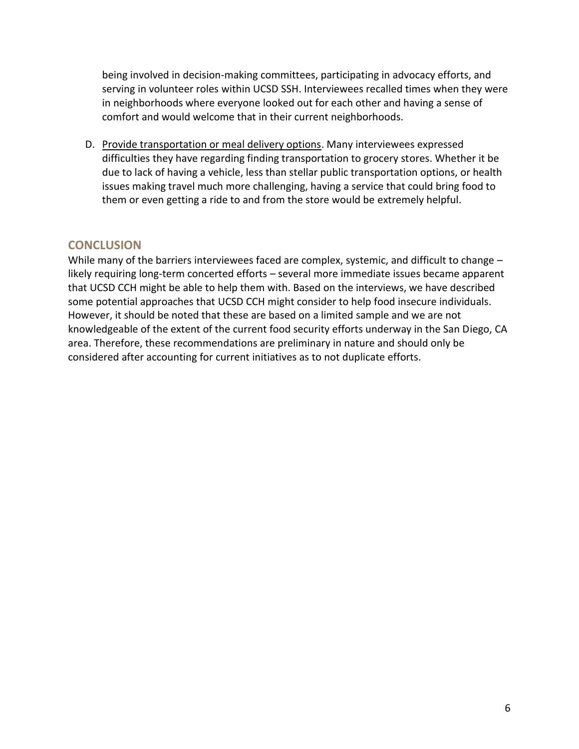being involved in decision-making committees, participating in advocacy efforts, and serving in volunteer roles within UCSD SSH. Interviewees recalled times when they were in neighborhoods where everyone looked out for each other and having a sense of comfort and would welcome that in their current neighborhoods.

D. Provide transportation or meal delivery options. Many interviewees expressed difficulties they have regarding finding transportation to grocery stores. Whether it be due to lack of having a vehicle, less than stellar public transportation options, or health issues making travel much more challenging, having a service that could bring food to them or even getting a ride to and from the store would be extremely helpful.

## CONCLUSION

While many of the barriers interviewees faced are complex, systemic, and difficult to change – likely requiring long-term concerted efforts – several more immediate issues became apparent that UCSD CCH might be able to help them with. Based on the interviews, we have described some potential approaches that UCSD CCH might consider to help food insecure individuals. However, it should be noted that these are based on a limited sample and we are not knowledgeable of the extent of the current food security efforts underway in the San Diego, CA area. Therefore, these recommendations are preliminary in nature and should only be considered after accounting for current initiatives as to not duplicate efforts.